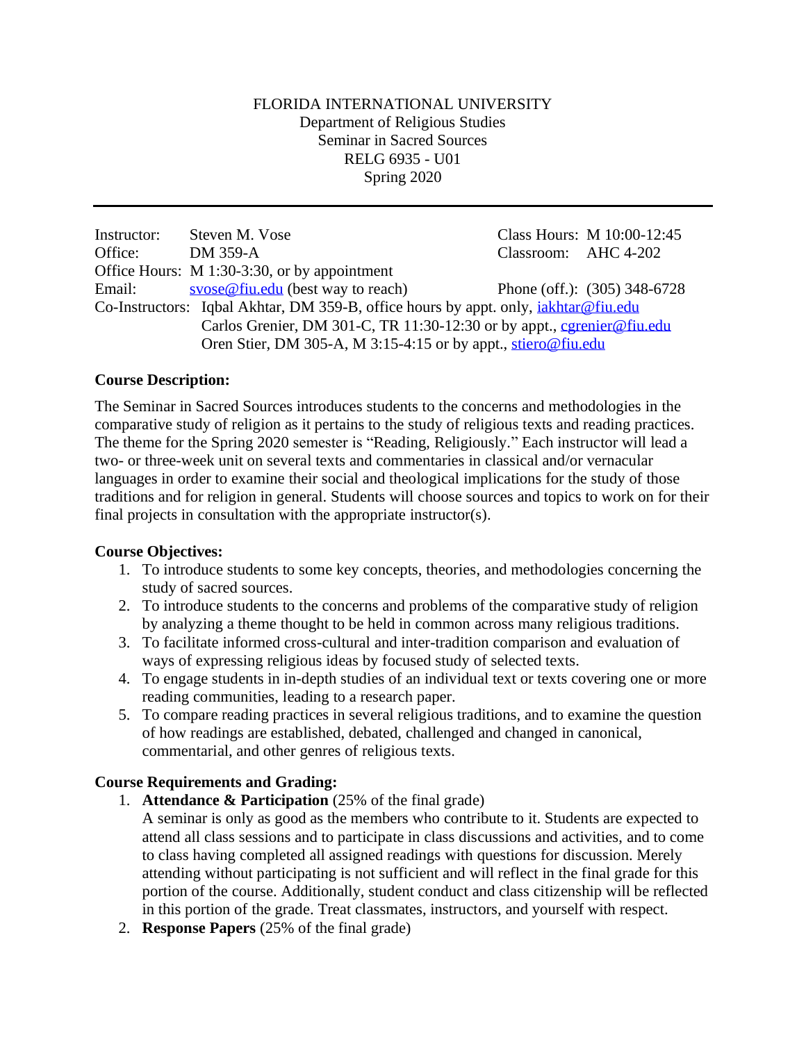FLORIDA INTERNATIONAL UNIVERSITY
Department of Religious Studies
Seminar in Sacred Sources
RELG 6935 - U01
Spring 2020

---

Instructor: Steven M. Vose
Office: DM 359-A
Office Hours: M 1:30-3:30, or by appointment
Email: svose@fiu.edu (best way to reach)

Class Hours: M 10:00-12:45
Classroom: AHC 4-202
Phone (off.): (305) 348-6728

Co-Instructors: Iqbal Akhtar, DM 359-B, office hours by appt. only, iakhtar@fiu.edu
Carlos Grenier, DM 301-C, TR 11:30-12:30 or by appt., cgrenier@fiu.edu
Oren Stier, DM 305-A, M 3:15-4:15 or by appt., stiero@fiu.edu

**Course Description:**

The Seminar in Sacred Sources introduces students to the concerns and methodologies in the comparative study of religion as it pertains to the study of religious texts and reading practices. The theme for the Spring 2020 semester is "Reading, Religiously." Each instructor will lead a two- or three-week unit on several texts and commentaries in classical and/or vernacular languages in order to examine their social and theological implications for the study of those traditions and for religion in general. Students will choose sources and topics to work on for their final projects in consultation with the appropriate instructor(s).

**Course Objectives:**

1. To introduce students to some key concepts, theories, and methodologies concerning the study of sacred sources.
2. To introduce students to the concerns and problems of the comparative study of religion by analyzing a theme thought to be held in common across many religious traditions.
3. To facilitate informed cross-cultural and inter-tradition comparison and evaluation of ways of expressing religious ideas by focused study of selected texts.
4. To engage students in in-depth studies of an individual text or texts covering one or more reading communities, leading to a research paper.
5. To compare reading practices in several religious traditions, and to examine the question of how readings are established, debated, challenged and changed in canonical, commentarial, and other genres of religious texts.

**Course Requirements and Grading:**

1. **Attendance & Participation** (25% of the final grade)
   A seminar is only as good as the members who contribute to it. Students are expected to attend all class sessions and to participate in class discussions and activities, and to come to class having completed all assigned readings with questions for discussion. Merely attending without participating is not sufficient and will reflect in the final grade for this portion of the course. Additionally, student conduct and class citizenship will be reflected in this portion of the grade. Treat classmates, instructors, and yourself with respect.
2. **Response Papers** (25% of the final grade)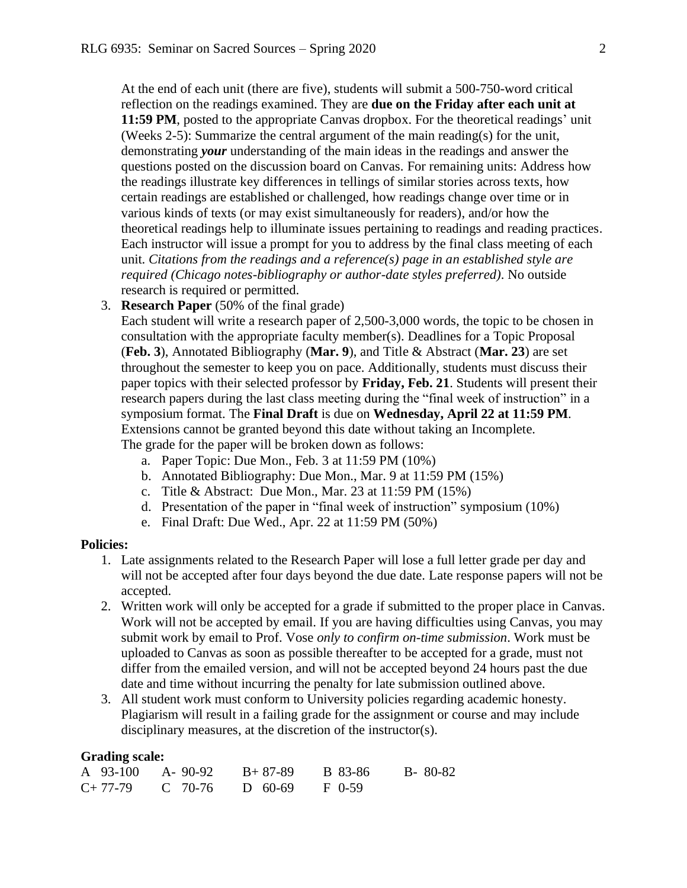At the end of each unit (there are five), students will submit a 500-750-word critical reflection on the readings examined. They are **due on the Friday after each unit at 11:59 PM**, posted to the appropriate Canvas dropbox. For the theoretical readings' unit (Weeks 2-5): Summarize the central argument of the main reading(s) for the unit, demonstrating ***your*** understanding of the main ideas in the readings and answer the questions posted on the discussion board on Canvas. For remaining units: Address how the readings illustrate key differences in tellings of similar stories across texts, how certain readings are established or challenged, how readings change over time or in various kinds of texts (or may exist simultaneously for readers), and/or how the theoretical readings help to illuminate issues pertaining to readings and reading practices. Each instructor will issue a prompt for you to address by the final class meeting of each unit. *Citations from the readings and a reference(s) page in an established style are required (Chicago notes-bibliography or author-date styles preferred)*. No outside research is required or permitted.

3. **Research Paper** (50% of the final grade)
   Each student will write a research paper of 2,500-3,000 words, the topic to be chosen in consultation with the appropriate faculty member(s). Deadlines for a Topic Proposal (**Feb. 3**), Annotated Bibliography (**Mar. 9**), and Title & Abstract (**Mar. 23**) are set throughout the semester to keep you on pace. Additionally, students must discuss their paper topics with their selected professor by **Friday, Feb. 21**. Students will present their research papers during the last class meeting during the "final week of instruction" in a symposium format. The **Final Draft** is due on **Wednesday, April 22 at 11:59 PM**. Extensions cannot be granted beyond this date without taking an Incomplete.
   The grade for the paper will be broken down as follows:
   a. Paper Topic: Due Mon., Feb. 3 at 11:59 PM (10%)
   b. Annotated Bibliography: Due Mon., Mar. 9 at 11:59 PM (15%)
   c. Title & Abstract: Due Mon., Mar. 23 at 11:59 PM (15%)
   d. Presentation of the paper in "final week of instruction" symposium (10%)
   e. Final Draft: Due Wed., Apr. 22 at 11:59 PM (50%)

**Policies:**

1. Late assignments related to the Research Paper will lose a full letter grade per day and will not be accepted after four days beyond the due date. Late response papers will not be accepted.
2. Written work will only be accepted for a grade if submitted to the proper place in Canvas. Work will not be accepted by email. If you are having difficulties using Canvas, you may submit work by email to Prof. Vose *only to confirm on-time submission*. Work must be uploaded to Canvas as soon as possible thereafter to be accepted for a grade, must not differ from the emailed version, and will not be accepted beyond 24 hours past the due date and time without incurring the penalty for late submission outlined above.
3. All student work must conform to University policies regarding academic honesty. Plagiarism will result in a failing grade for the assignment or course and may include disciplinary measures, at the discretion of the instructor(s).

**Grading scale:**

| | | | | |
|---|---|---|---|---|
| A 93-100 | A- 90-92 | B+ 87-89 | B 83-86 | B- 80-82 |
| C+ 77-79 | C 70-76 | D 60-69 | F 0-59 | |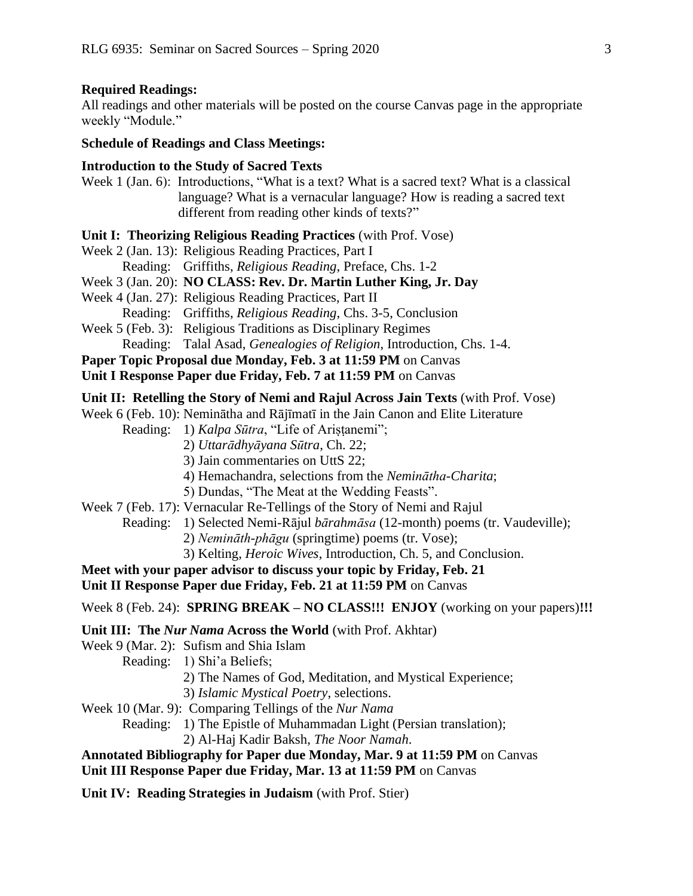**Required Readings:**

All readings and other materials will be posted on the course Canvas page in the appropriate weekly "Module."

**Schedule of Readings and Class Meetings:**

**Introduction to the Study of Sacred Texts**

Week 1 (Jan. 6): Introductions, "What is a text? What is a sacred text? What is a classical language? What is a vernacular language? How is reading a sacred text different from reading other kinds of texts?"

**Unit I: Theorizing Religious Reading Practices** (with Prof. Vose)

Week 2 (Jan. 13): Religious Reading Practices, Part I
  Reading: Griffiths, *Religious Reading*, Preface, Chs. 1-2

Week 3 (Jan. 20): **NO CLASS: Rev. Dr. Martin Luther King, Jr. Day**

Week 4 (Jan. 27): Religious Reading Practices, Part II
  Reading: Griffiths, *Religious Reading*, Chs. 3-5, Conclusion

Week 5 (Feb. 3): Religious Traditions as Disciplinary Regimes
  Reading: Talal Asad, *Genealogies of Religion*, Introduction, Chs. 1-4.

**Paper Topic Proposal due Monday, Feb. 3 at 11:59 PM** on Canvas
**Unit I Response Paper due Friday, Feb. 7 at 11:59 PM** on Canvas

**Unit II: Retelling the Story of Nemi and Rajul Across Jain Texts** (with Prof. Vose)

Week 6 (Feb. 10): Neminātha and Rājīmatī in the Jain Canon and Elite Literature
  Reading:
  1) *Kalpa Sūtra*, "Life of Ariṣṭanemi";
  2) *Uttarādhyāyana Sūtra*, Ch. 22;
  3) Jain commentaries on UttS 22;
  4) Hemachandra, selections from the *Neminātha-Charita*;
  5) Dundas, "The Meat at the Wedding Feasts".

Week 7 (Feb. 17): Vernacular Re-Tellings of the Story of Nemi and Rajul
  Reading:
  1) Selected Nemi-Rājul *bārahmāsa* (12-month) poems (tr. Vaudeville);
  2) *Nemināth-phāgu* (springtime) poems (tr. Vose);
  3) Kelting, *Heroic Wives*, Introduction, Ch. 5, and Conclusion.

**Meet with your paper advisor to discuss your topic by Friday, Feb. 21**
**Unit II Response Paper due Friday, Feb. 21 at 11:59 PM** on Canvas

Week 8 (Feb. 24): **SPRING BREAK – NO CLASS!!! ENJOY** (working on your papers)**!!!**

**Unit III: The *Nur Nama* Across the World** (with Prof. Akhtar)

Week 9 (Mar. 2): Sufism and Shia Islam
  Reading:
  1) Shi'a Beliefs;
  2) The Names of God, Meditation, and Mystical Experience;
  3) *Islamic Mystical Poetry*, selections.

Week 10 (Mar. 9): Comparing Tellings of the *Nur Nama*
  Reading:
  1) The Epistle of Muhammadan Light (Persian translation);
  2) Al-Haj Kadir Baksh, *The Noor Namah*.

**Annotated Bibliography for Paper due Monday, Mar. 9 at 11:59 PM** on Canvas
**Unit III Response Paper due Friday, Mar. 13 at 11:59 PM** on Canvas

**Unit IV: Reading Strategies in Judaism** (with Prof. Stier)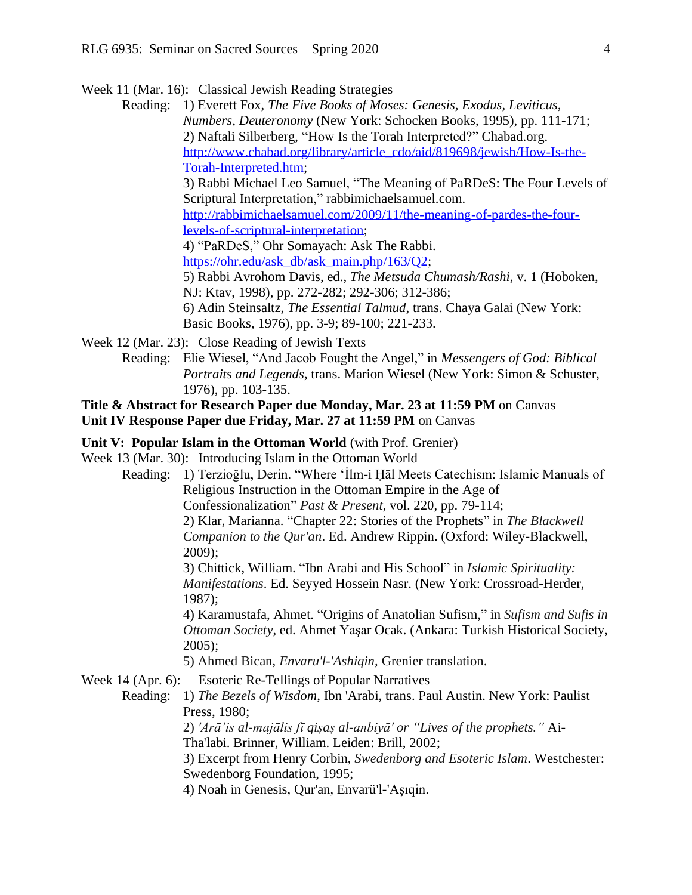Week 11 (Mar. 16): Classical Jewish Reading Strategies

Reading: 1) Everett Fox, *The Five Books of Moses: Genesis, Exodus, Leviticus, Numbers, Deuteronomy* (New York: Schocken Books, 1995), pp. 111-171;
2) Naftali Silberberg, "How Is the Torah Interpreted?" Chabad.org. http://www.chabad.org/library/article_cdo/aid/819698/jewish/How-Is-the-Torah-Interpreted.htm;
3) Rabbi Michael Leo Samuel, "The Meaning of PaRDeS: The Four Levels of Scriptural Interpretation," rabbimichaelsamuel.com. http://rabbimichaelsamuel.com/2009/11/the-meaning-of-pardes-the-four-levels-of-scriptural-interpretation;
4) "PaRDeS," Ohr Somayach: Ask The Rabbi. https://ohr.edu/ask_db/ask_main.php/163/Q2;
5) Rabbi Avrohom Davis, ed., *The Metsuda Chumash/Rashi*, v. 1 (Hoboken, NJ: Ktav, 1998), pp. 272-282; 292-306; 312-386;
6) Adin Steinsaltz, *The Essential Talmud*, trans. Chaya Galai (New York: Basic Books, 1976), pp. 3-9; 89-100; 221-233.

Week 12 (Mar. 23): Close Reading of Jewish Texts

Reading: Elie Wiesel, "And Jacob Fought the Angel," in *Messengers of God: Biblical Portraits and Legends*, trans. Marion Wiesel (New York: Simon & Schuster, 1976), pp. 103-135.

**Title & Abstract for Research Paper due Monday, Mar. 23 at 11:59 PM** on Canvas
**Unit IV Response Paper due Friday, Mar. 27 at 11:59 PM** on Canvas

**Unit V: Popular Islam in the Ottoman World** (with Prof. Grenier)

Week 13 (Mar. 30): Introducing Islam in the Ottoman World

Reading: 1) Terzioğlu, Derin. "Where ʻİlm-i Ḥāl Meets Catechism: Islamic Manuals of Religious Instruction in the Ottoman Empire in the Age of Confessionalization" *Past & Present*, vol. 220, pp. 79-114;
2) Klar, Marianna. "Chapter 22: Stories of the Prophets" in *The Blackwell Companion to the Qur'an*. Ed. Andrew Rippin. (Oxford: Wiley-Blackwell, 2009);
3) Chittick, William. "Ibn Arabi and His School" in *Islamic Spirituality: Manifestations*. Ed. Seyyed Hossein Nasr. (New York: Crossroad-Herder, 1987);
4) Karamustafa, Ahmet. "Origins of Anatolian Sufism," in *Sufism and Sufis in Ottoman Society*, ed. Ahmet Yaşar Ocak. (Ankara: Turkish Historical Society, 2005);
5) Ahmed Bican, *Envaru'l-'Ashiqin*, Grenier translation.

Week 14 (Apr. 6): Esoteric Re-Tellings of Popular Narratives

Reading: 1) *The Bezels of Wisdom*, Ibn 'Arabi, trans. Paul Austin. New York: Paulist Press, 1980;
2) *'Arā'is al-majālis fī qiṣaṣ al-anbiyā' or "Lives of the prophets."* Ai-Tha'labi. Brinner, William. Leiden: Brill, 2002;
3) Excerpt from Henry Corbin, *Swedenborg and Esoteric Islam*. Westchester: Swedenborg Foundation, 1995;
4) Noah in Genesis, Qur'an, Envarü'l-'Aşıqin.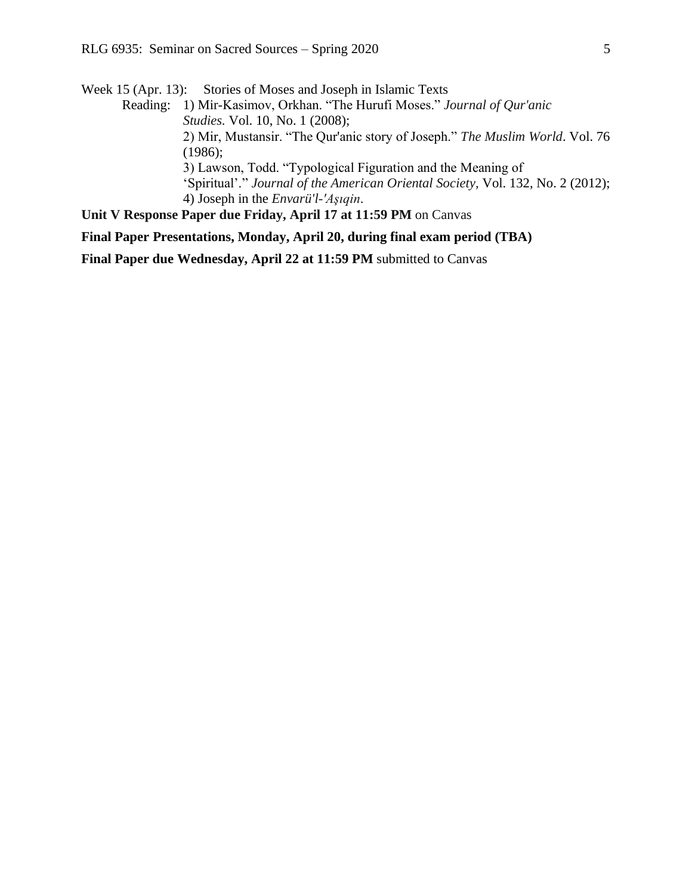Week 15 (Apr. 13): Stories of Moses and Joseph in Islamic Texts

Reading: 1) Mir-Kasimov, Orkhan. "The Hurufi Moses." *Journal of Qur'anic Studies.* Vol. 10, No. 1 (2008);
2) Mir, Mustansir. "The Qur'anic story of Joseph." *The Muslim World*. Vol. 76 (1986);
3) Lawson, Todd. "Typological Figuration and the Meaning of 'Spiritual'." *Journal of the American Oriental Society,* Vol. 132, No. 2 (2012);
4) Joseph in the *Envarü'l-'Aşıqin*.

**Unit V Response Paper due Friday, April 17 at 11:59 PM** on Canvas

**Final Paper Presentations, Monday, April 20, during final exam period (TBA)**

**Final Paper due Wednesday, April 22 at 11:59 PM** submitted to Canvas